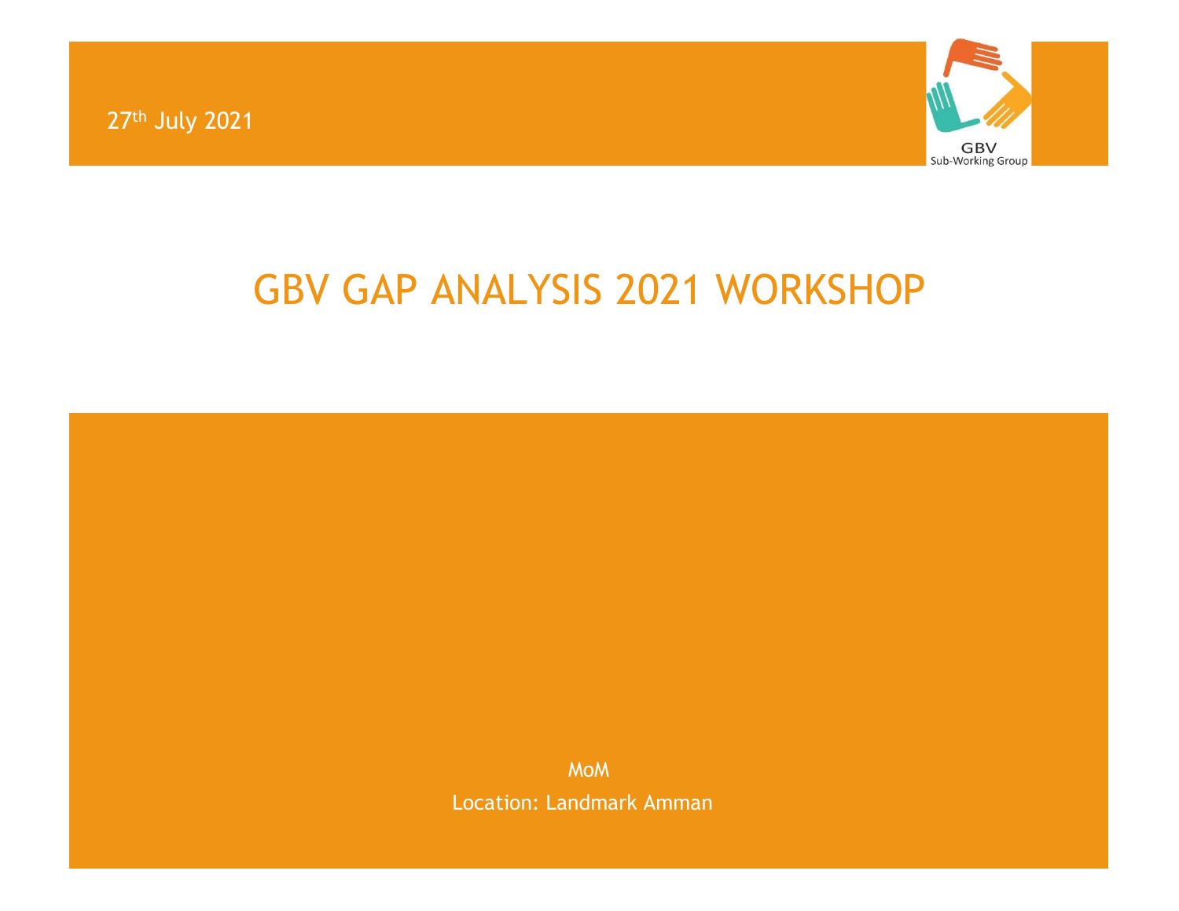27th July 2021

GBV
Sub-Working Group

# GBV GAP ANALYSIS 2021 WORKSHOP

MoM

Location: Landmark Amman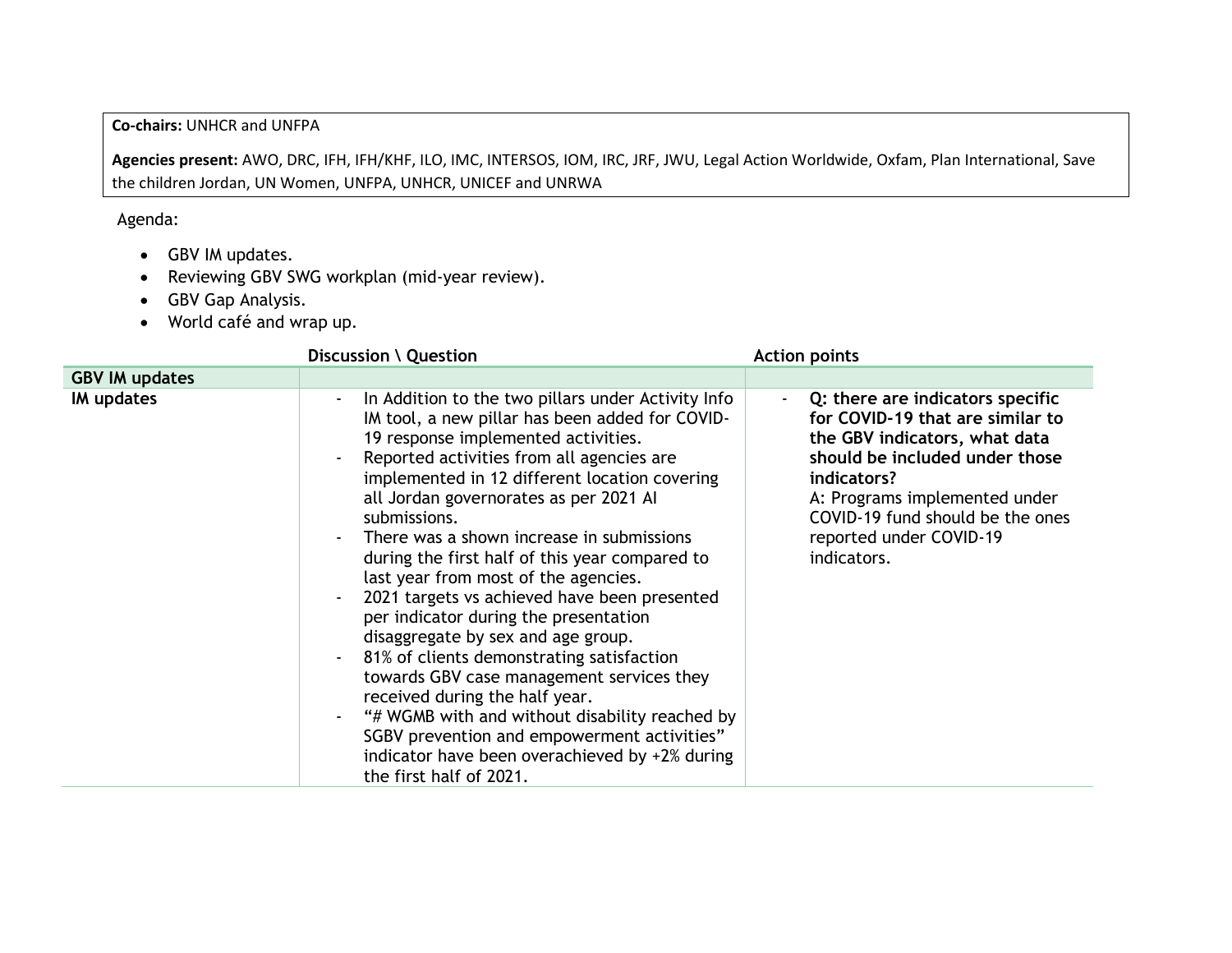**Co-chairs:** UNHCR and UNFPA

**Agencies present:** AWO, DRC, IFH, IFH/KHF, ILO, IMC, INTERSOS, IOM, IRC, JRF, JWU, Legal Action Worldwide, Oxfam, Plan International, Save the children Jordan, UN Women, UNFPA, UNHCR, UNICEF and UNRWA

Agenda:

- GBV IM updates.
- Reviewing GBV SWG workplan (mid-year review).
- GBV Gap Analysis.
- World café and wrap up.

| | Discussion \ Question | Action points |
|---|---|---|
| **GBV IM updates** | | |
| **IM updates** | - In Addition to the two pillars under Activity Info IM tool, a new pillar has been added for COVID-19 response implemented activities.<br>- Reported activities from all agencies are implemented in 12 different location covering all Jordan governorates as per 2021 AI submissions.<br>- There was a shown increase in submissions during the first half of this year compared to last year from most of the agencies.<br>- 2021 targets vs achieved have been presented per indicator during the presentation disaggregate by sex and age group.<br>- 81% of clients demonstrating satisfaction towards GBV case management services they received during the half year.<br>- "# WGMB with and without disability reached by SGBV prevention and empowerment activities" indicator have been overachieved by +2% during the first half of 2021. | - **Q: there are indicators specific for COVID-19 that are similar to the GBV indicators, what data should be included under those indicators?**<br>A: Programs implemented under COVID-19 fund should be the ones reported under COVID-19 indicators. |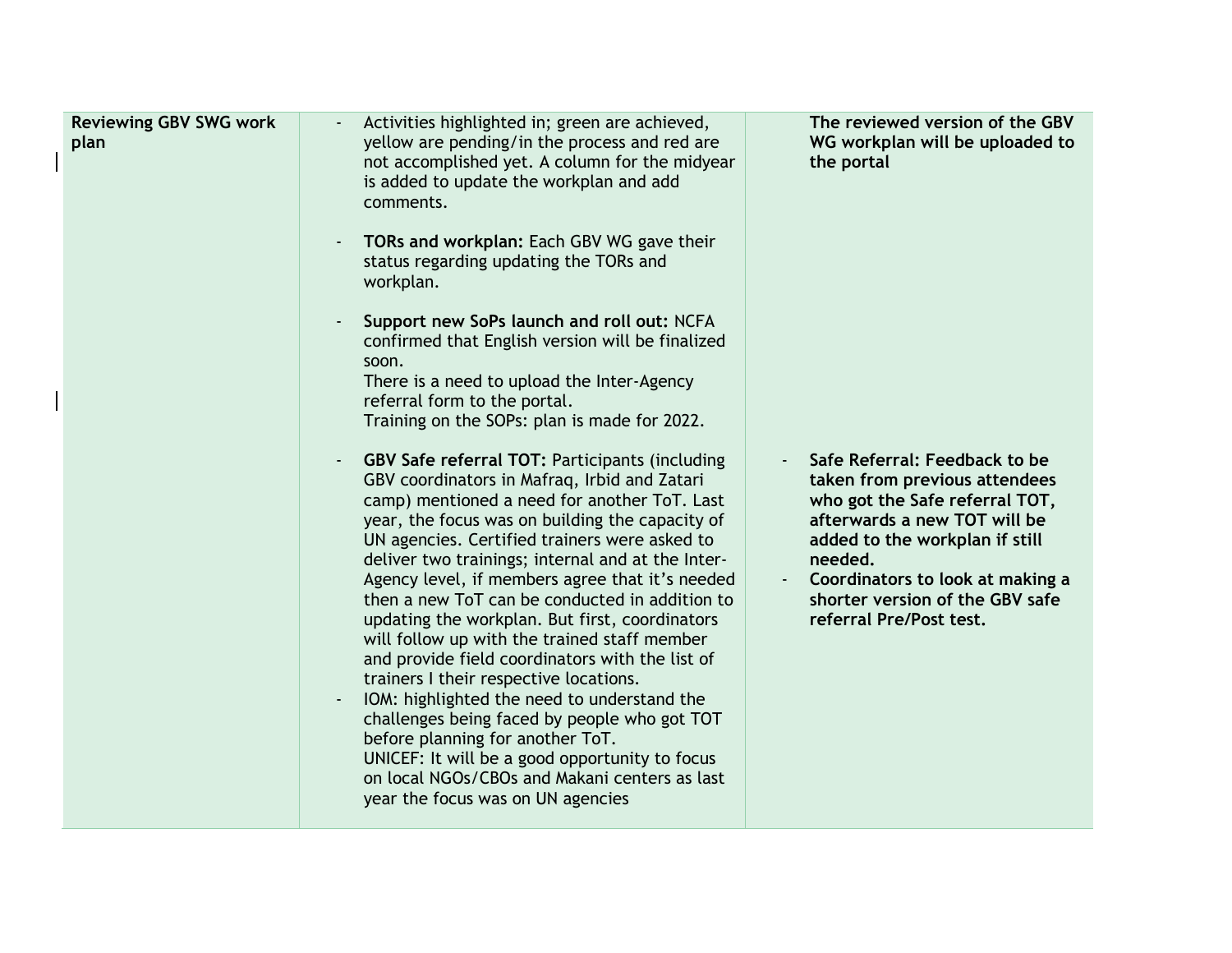| | | |
|---|---|---|
| **Reviewing GBV SWG work plan** | - Activities highlighted in; green are achieved, yellow are pending/in the process and red are not accomplished yet. A column for the midyear is added to update the workplan and add comments.<br><br>- **TORs and workplan:** Each GBV WG gave their status regarding updating the TORs and workplan.<br><br>- **Support new SoPs launch and roll out:** NCFA confirmed that English version will be finalized soon.<br>There is a need to upload the Inter-Agency referral form to the portal.<br>Training on the SOPs: plan is made for 2022.<br><br>- **GBV Safe referral TOT:** Participants (including GBV coordinators in Mafraq, Irbid and Zatari camp) mentioned a need for another ToT. Last year, the focus was on building the capacity of UN agencies. Certified trainers were asked to deliver two trainings; internal and at the Inter-Agency level, if members agree that it's needed then a new ToT can be conducted in addition to updating the workplan. But first, coordinators will follow up with the trained staff member and provide field coordinators with the list of trainers I their respective locations.<br>- IOM: highlighted the need to understand the challenges being faced by people who got TOT before planning for another ToT.<br>UNICEF: It will be a good opportunity to focus on local NGOs/CBOs and Makani centers as last year the focus was on UN agencies | **The reviewed version of the GBV WG workplan will be uploaded to the portal**<br><br>- **Safe Referral: Feedback to be taken from previous attendees who got the Safe referral TOT, afterwards a new TOT will be added to the workplan if still needed.**<br>- **Coordinators to look at making a shorter version of the GBV safe referral Pre/Post test.** |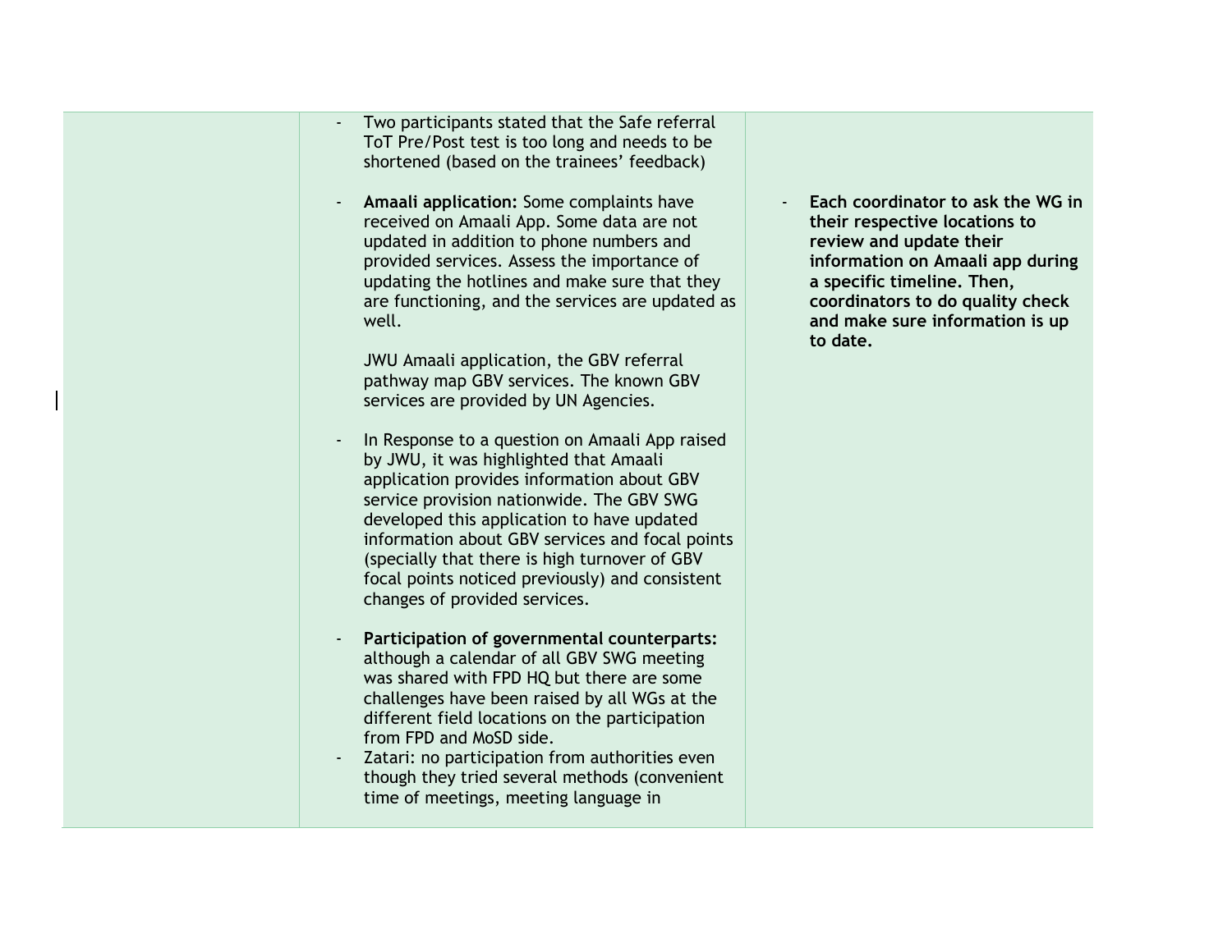| | | |
|---|---|---|
| | - Two participants stated that the Safe referral ToT Pre/Post test is too long and needs to be shortened (based on the trainees' feedback)<br><br>- **Amaali application:** Some complaints have received on Amaali App. Some data are not updated in addition to phone numbers and provided services. Assess the importance of updating the hotlines and make sure that they are functioning, and the services are updated as well.<br><br>JWU Amaali application, the GBV referral pathway map GBV services. The known GBV services are provided by UN Agencies.<br><br>- In Response to a question on Amaali App raised by JWU, it was highlighted that Amaali application provides information about GBV service provision nationwide. The GBV SWG developed this application to have updated information about GBV services and focal points (specially that there is high turnover of GBV focal points noticed previously) and consistent changes of provided services.<br><br>- **Participation of governmental counterparts:** although a calendar of all GBV SWG meeting was shared with FPD HQ but there are some challenges have been raised by all WGs at the different field locations on the participation from FPD and MoSD side.<br>- Zatari: no participation from authorities even though they tried several methods (convenient time of meetings, meeting language in | - **Each coordinator to ask the WG in their respective locations to review and update their information on Amaali app during a specific timeline. Then, coordinators to do quality check and make sure information is up to date.** |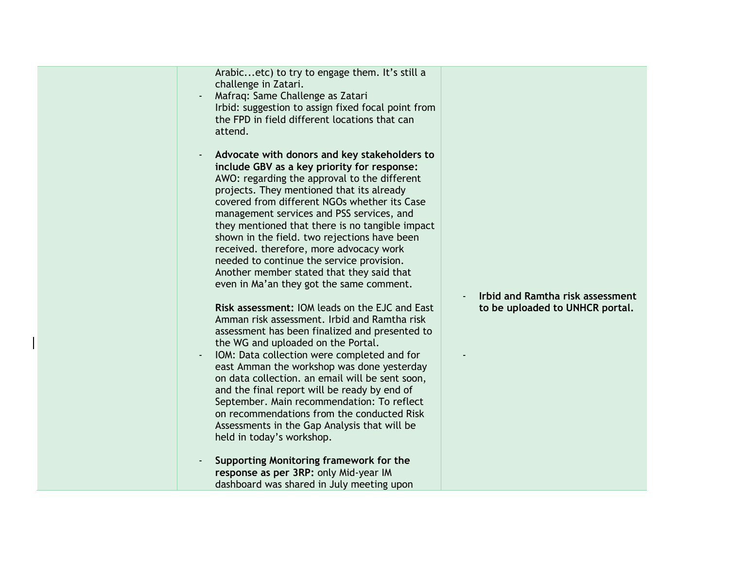| | | |
|---|---|---|
| | Arabic...etc) to try to engage them. It's still a challenge in Zatari.<br>- Mafraq: Same Challenge as Zatari<br>Irbid: suggestion to assign fixed focal point from the FPD in field different locations that can attend.<br><br>- **Advocate with donors and key stakeholders to include GBV as a key priority for response:** AWO: regarding the approval to the different projects. They mentioned that its already covered from different NGOs whether its Case management services and PSS services, and they mentioned that there is no tangible impact shown in the field. two rejections have been received. therefore, more advocacy work needed to continue the service provision. Another member stated that they said that even in Ma'an they got the same comment.<br><br>**Risk assessment:** IOM leads on the EJC and East Amman risk assessment. Irbid and Ramtha risk assessment has been finalized and presented to the WG and uploaded on the Portal.<br>- IOM: Data collection were completed and for east Amman the workshop was done yesterday on data collection. an email will be sent soon, and the final report will be ready by end of September. Main recommendation: To reflect on recommendations from the conducted Risk Assessments in the Gap Analysis that will be held in today's workshop.<br><br>- **Supporting Monitoring framework for the response as per 3RP:** only Mid-year IM dashboard was shared in July meeting upon | - **Irbid and Ramtha risk assessment to be uploaded to UNHCR portal.**<br><br>- |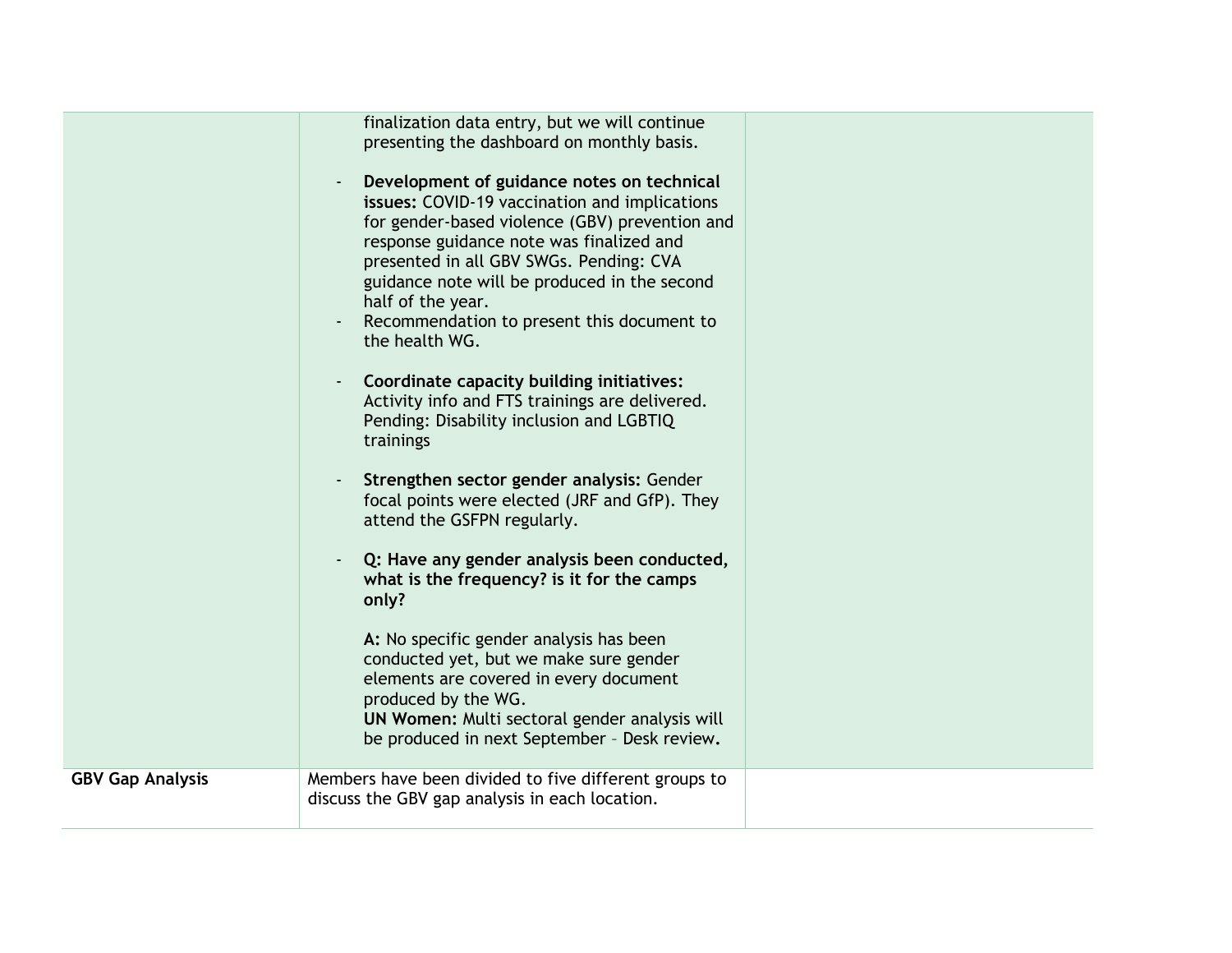| | | |
|---|---|---|
| | finalization data entry, but we will continue presenting the dashboard on monthly basis.<br><br>- **Development of guidance notes on technical issues:** COVID-19 vaccination and implications for gender-based violence (GBV) prevention and response guidance note was finalized and presented in all GBV SWGs. Pending: CVA guidance note will be produced in the second half of the year.<br>- Recommendation to present this document to the health WG.<br><br>- **Coordinate capacity building initiatives:** Activity info and FTS trainings are delivered. Pending: Disability inclusion and LGBTIQ trainings<br><br>- **Strengthen sector gender analysis:** Gender focal points were elected (JRF and GfP). They attend the GSFPN regularly.<br><br>- **Q: Have any gender analysis been conducted, what is the frequency? is it for the camps only?**<br><br>**A:** No specific gender analysis has been conducted yet, but we make sure gender elements are covered in every document produced by the WG.<br>**UN Women:** Multi sectoral gender analysis will be produced in next September – Desk review**.** | |
| **GBV Gap Analysis** | Members have been divided to five different groups to discuss the GBV gap analysis in each location. | |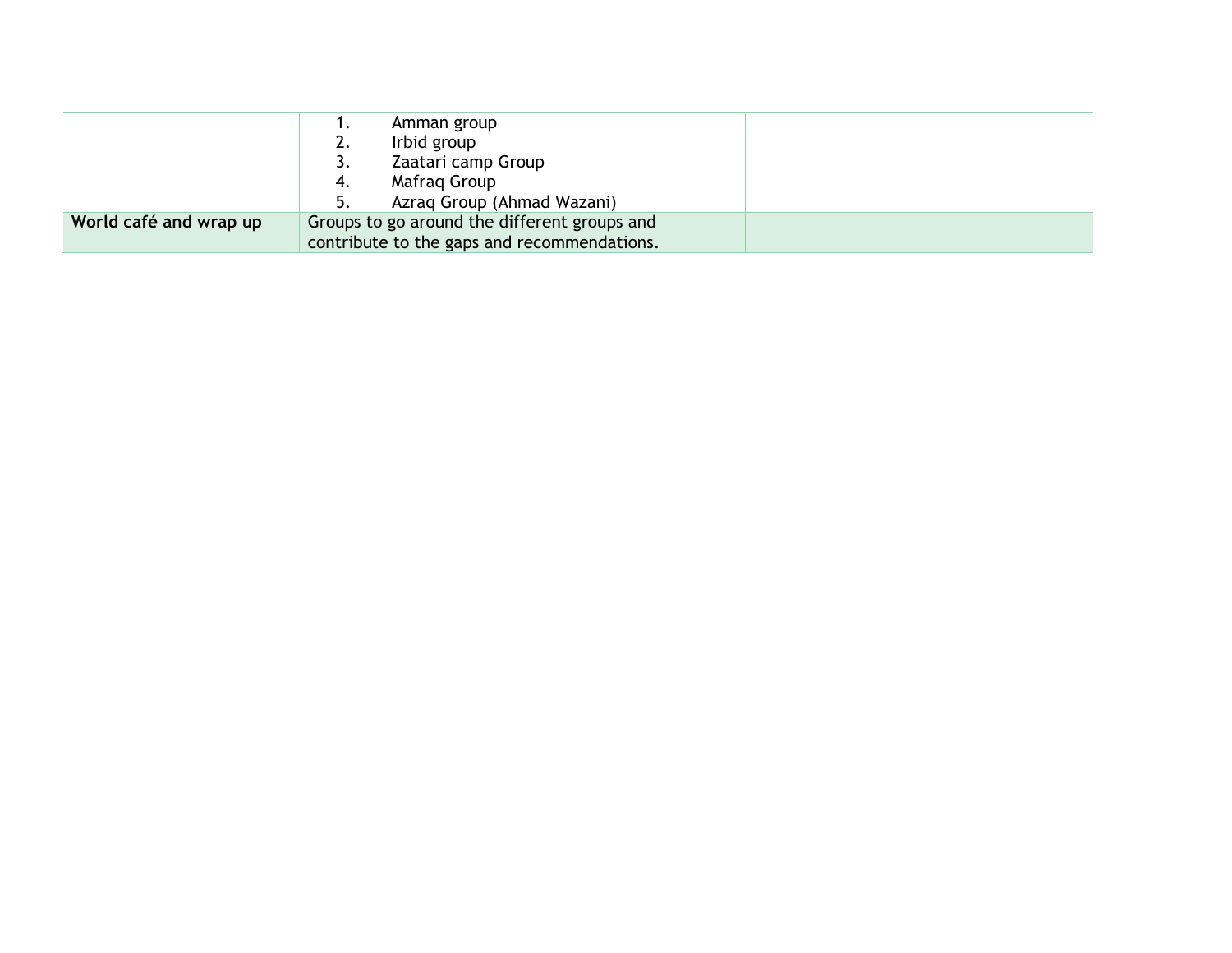| | | |
|---|---|---|
| | 1. Amman group<br>2. Irbid group<br>3. Zaatari camp Group<br>4. Mafraq Group<br>5. Azraq Group (Ahmad Wazani) | |
| **World café and wrap up** | Groups to go around the different groups and contribute to the gaps and recommendations. | |